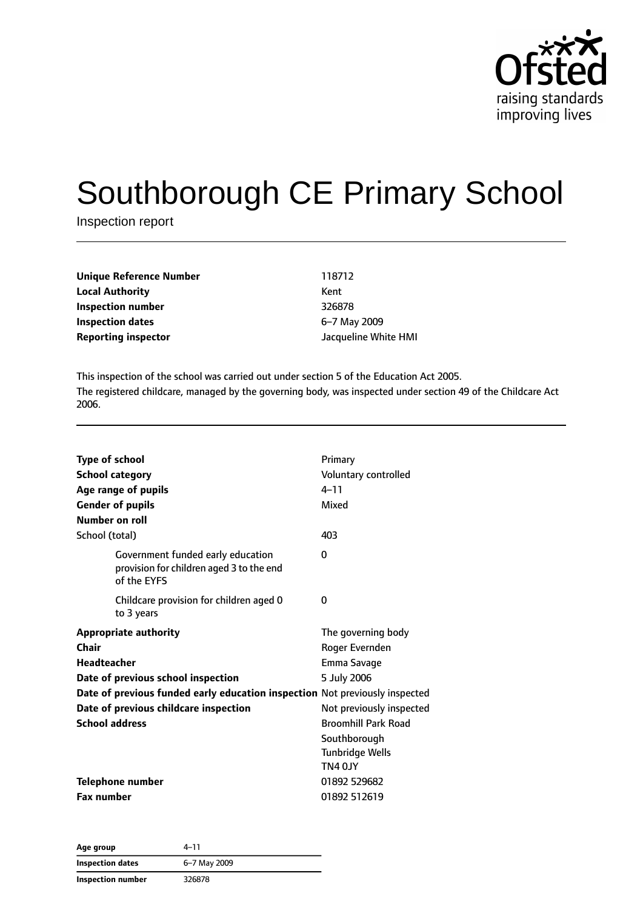# Southborough CE Primary School

Inspection report

| | |
|---|---|
| **Unique Reference Number** | 118712 |
| **Local Authority** | Kent |
| **Inspection number** | 326878 |
| **Inspection dates** | 6–7 May 2009 |
| **Reporting inspector** | Jacqueline White HMI |

This inspection of the school was carried out under section 5 of the Education Act 2005.

The registered childcare, managed by the governing body, was inspected under section 49 of the Childcare Act 2006.

| | |
|---|---|
| **Type of school** | Primary |
| **School category** | Voluntary controlled |
| **Age range of pupils** | 4–11 |
| **Gender of pupils** | Mixed |
| **Number on roll** | |
| School (total) | 403 |
| Government funded early education provision for children aged 3 to the end of the EYFS | 0 |
| Childcare provision for children aged 0 to 3 years | 0 |
| **Appropriate authority** | The governing body |
| **Chair** | Roger Evernden |
| **Headteacher** | Emma Savage |
| **Date of previous school inspection** | 5 July 2006 |
| **Date of previous funded early education inspection** | Not previously inspected |
| **Date of previous childcare inspection** | Not previously inspected |
| **School address** | Broomhill Park Road<br>Southborough<br>Tunbridge Wells<br>TN4 0JY |
| **Telephone number** | 01892 529682 |
| **Fax number** | 01892 512619 |

| | |
|---|---|
| **Age group** | 4–11 |
| **Inspection dates** | 6–7 May 2009 |
| **Inspection number** | 326878 |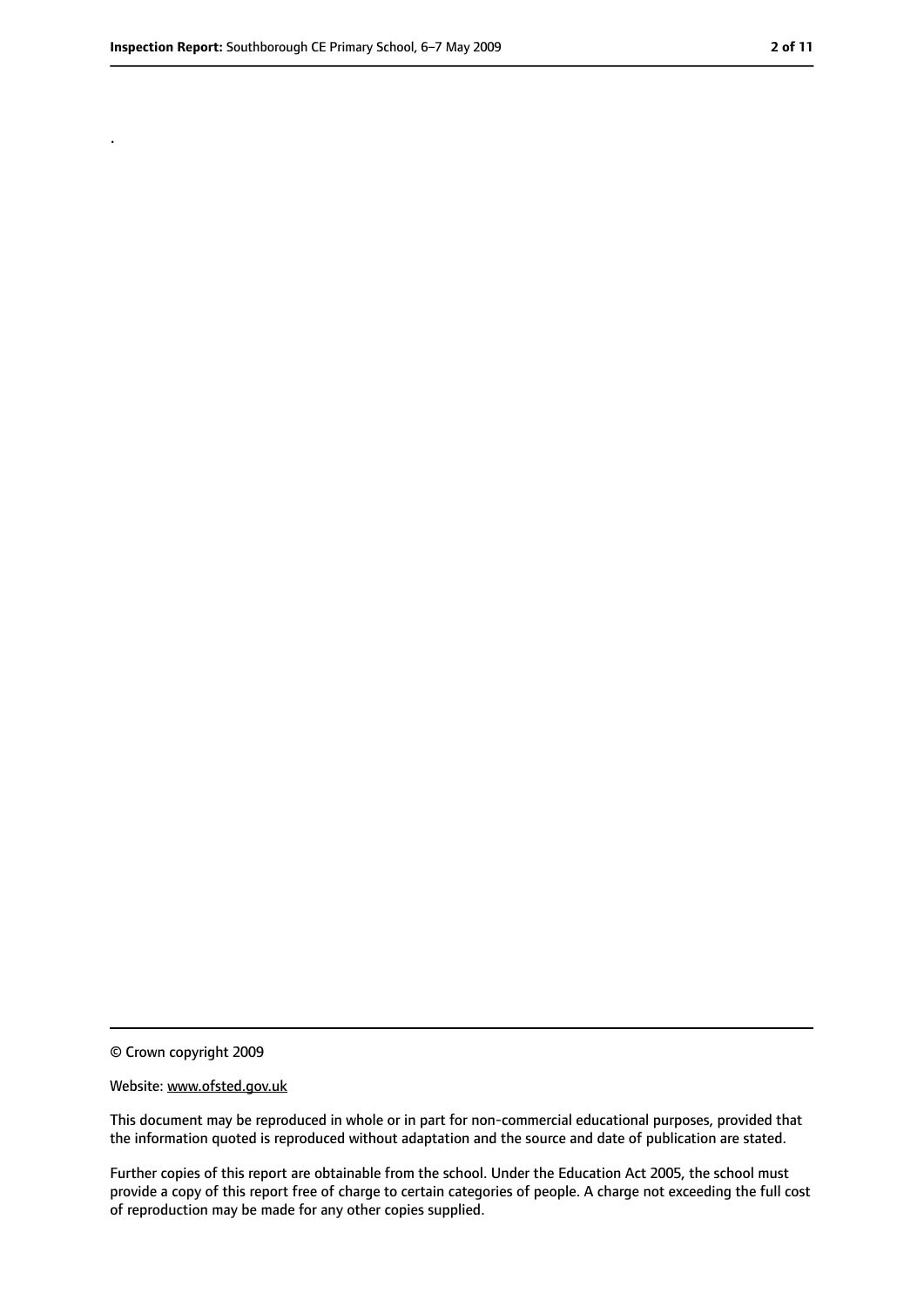.

© Crown copyright 2009

Website: www.ofsted.gov.uk

This document may be reproduced in whole or in part for non-commercial educational purposes, provided that the information quoted is reproduced without adaptation and the source and date of publication are stated.

Further copies of this report are obtainable from the school. Under the Education Act 2005, the school must provide a copy of this report free of charge to certain categories of people. A charge not exceeding the full cost of reproduction may be made for any other copies supplied.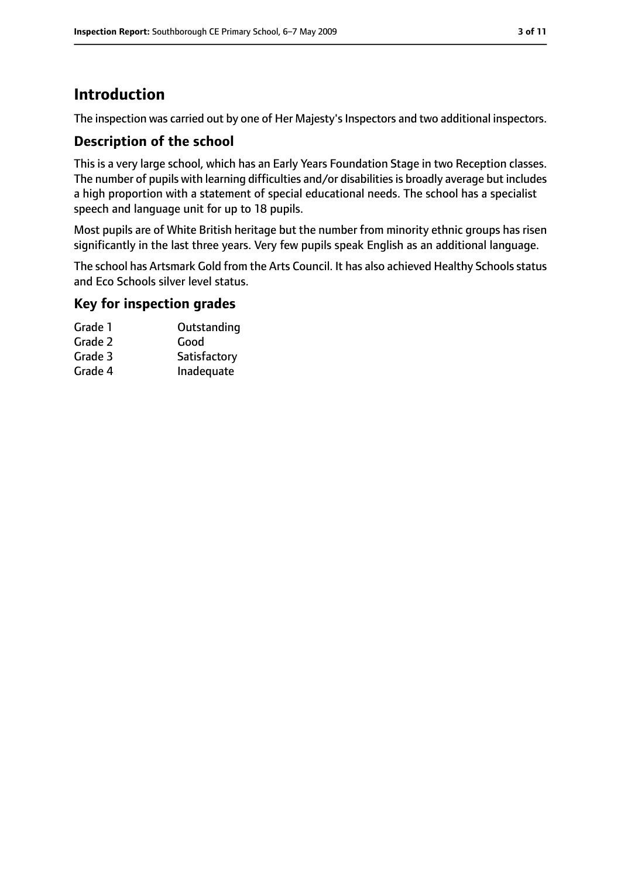# Introduction

The inspection was carried out by one of Her Majesty's Inspectors and two additional inspectors.

## Description of the school

This is a very large school, which has an Early Years Foundation Stage in two Reception classes. The number of pupils with learning difficulties and/or disabilities is broadly average but includes a high proportion with a statement of special educational needs. The school has a specialist speech and language unit for up to 18 pupils.

Most pupils are of White British heritage but the number from minority ethnic groups has risen significantly in the last three years. Very few pupils speak English as an additional language.

The school has Artsmark Gold from the Arts Council. It has also achieved Healthy Schools status and Eco Schools silver level status.

## Key for inspection grades

| | |
|---|---|
| Grade 1 | Outstanding |
| Grade 2 | Good |
| Grade 3 | Satisfactory |
| Grade 4 | Inadequate |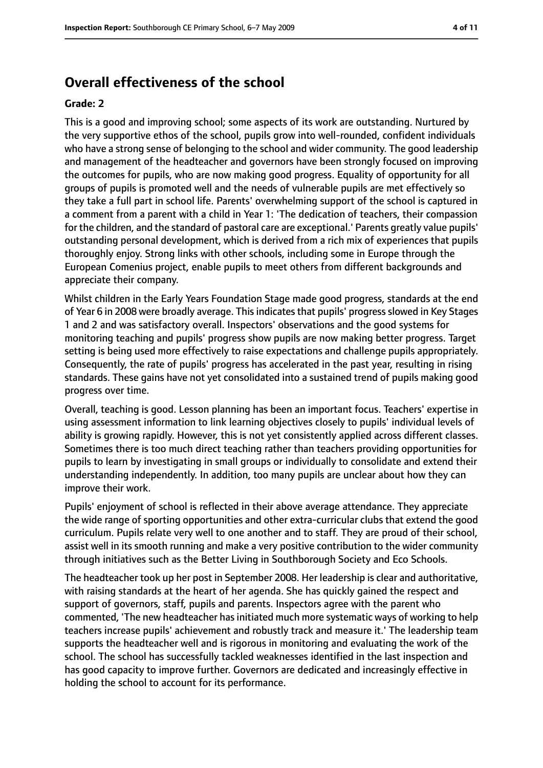## Overall effectiveness of the school

**Grade: 2**

This is a good and improving school; some aspects of its work are outstanding. Nurtured by the very supportive ethos of the school, pupils grow into well-rounded, confident individuals who have a strong sense of belonging to the school and wider community. The good leadership and management of the headteacher and governors have been strongly focused on improving the outcomes for pupils, who are now making good progress. Equality of opportunity for all groups of pupils is promoted well and the needs of vulnerable pupils are met effectively so they take a full part in school life. Parents' overwhelming support of the school is captured in a comment from a parent with a child in Year 1: 'The dedication of teachers, their compassion for the children, and the standard of pastoral care are exceptional.' Parents greatly value pupils' outstanding personal development, which is derived from a rich mix of experiences that pupils thoroughly enjoy. Strong links with other schools, including some in Europe through the European Comenius project, enable pupils to meet others from different backgrounds and appreciate their company.

Whilst children in the Early Years Foundation Stage made good progress, standards at the end of Year 6 in 2008 were broadly average. This indicates that pupils' progress slowed in Key Stages 1 and 2 and was satisfactory overall. Inspectors' observations and the good systems for monitoring teaching and pupils' progress show pupils are now making better progress. Target setting is being used more effectively to raise expectations and challenge pupils appropriately. Consequently, the rate of pupils' progress has accelerated in the past year, resulting in rising standards. These gains have not yet consolidated into a sustained trend of pupils making good progress over time.

Overall, teaching is good. Lesson planning has been an important focus. Teachers' expertise in using assessment information to link learning objectives closely to pupils' individual levels of ability is growing rapidly. However, this is not yet consistently applied across different classes. Sometimes there is too much direct teaching rather than teachers providing opportunities for pupils to learn by investigating in small groups or individually to consolidate and extend their understanding independently. In addition, too many pupils are unclear about how they can improve their work.

Pupils' enjoyment of school is reflected in their above average attendance. They appreciate the wide range of sporting opportunities and other extra-curricular clubs that extend the good curriculum. Pupils relate very well to one another and to staff. They are proud of their school, assist well in its smooth running and make a very positive contribution to the wider community through initiatives such as the Better Living in Southborough Society and Eco Schools.

The headteacher took up her post in September 2008. Her leadership is clear and authoritative, with raising standards at the heart of her agenda. She has quickly gained the respect and support of governors, staff, pupils and parents. Inspectors agree with the parent who commented, 'The new headteacher has initiated much more systematic ways of working to help teachers increase pupils' achievement and robustly track and measure it.' The leadership team supports the headteacher well and is rigorous in monitoring and evaluating the work of the school. The school has successfully tackled weaknesses identified in the last inspection and has good capacity to improve further. Governors are dedicated and increasingly effective in holding the school to account for its performance.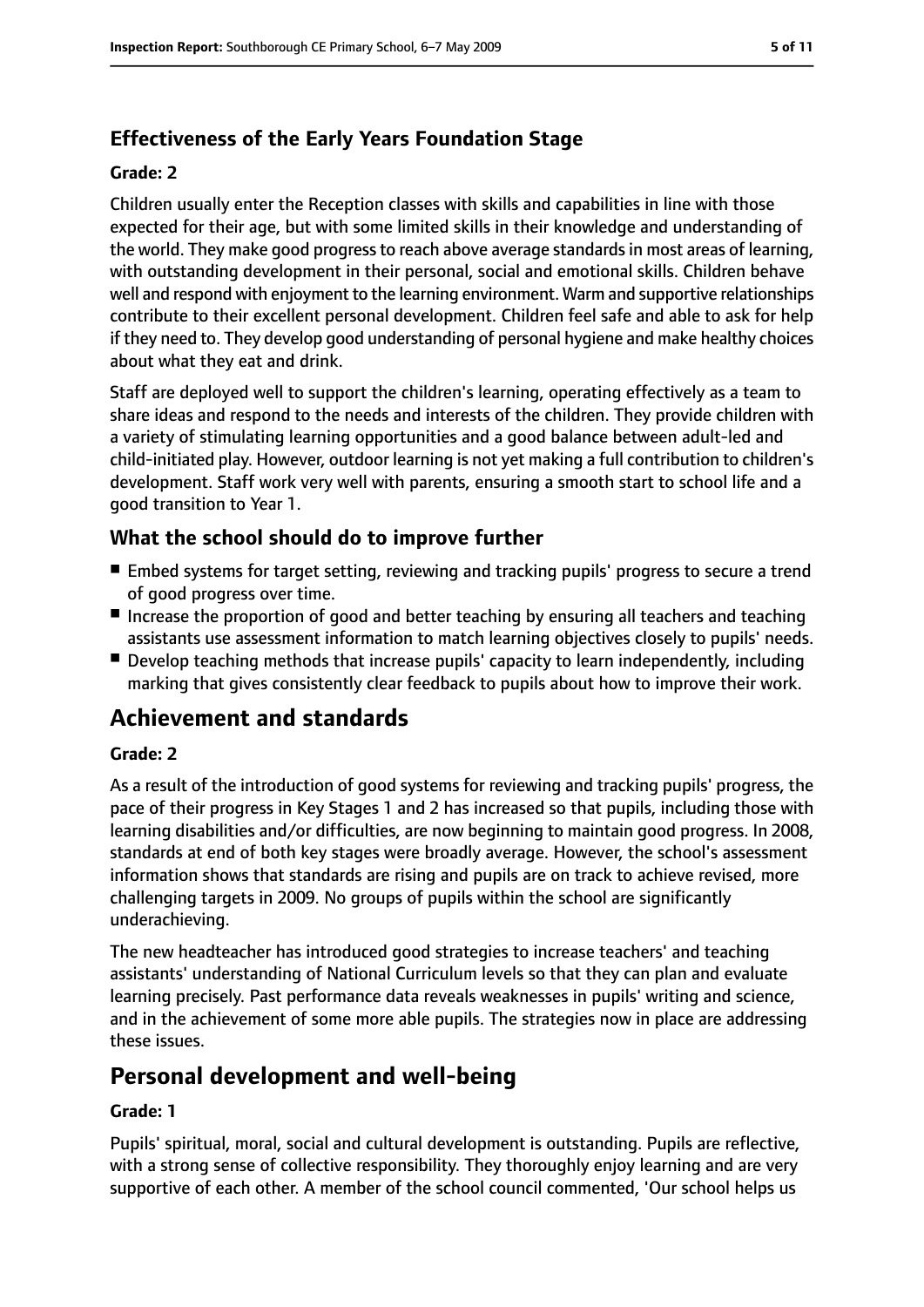### Effectiveness of the Early Years Foundation Stage

#### Grade: 2

Children usually enter the Reception classes with skills and capabilities in line with those expected for their age, but with some limited skills in their knowledge and understanding of the world. They make good progress to reach above average standards in most areas of learning, with outstanding development in their personal, social and emotional skills. Children behave well and respond with enjoyment to the learning environment. Warm and supportive relationships contribute to their excellent personal development. Children feel safe and able to ask for help if they need to. They develop good understanding of personal hygiene and make healthy choices about what they eat and drink.

Staff are deployed well to support the children's learning, operating effectively as a team to share ideas and respond to the needs and interests of the children. They provide children with a variety of stimulating learning opportunities and a good balance between adult-led and child-initiated play. However, outdoor learning is not yet making a full contribution to children's development. Staff work very well with parents, ensuring a smooth start to school life and a good transition to Year 1.

### What the school should do to improve further

- Embed systems for target setting, reviewing and tracking pupils' progress to secure a trend of good progress over time.
- Increase the proportion of good and better teaching by ensuring all teachers and teaching assistants use assessment information to match learning objectives closely to pupils' needs.
- Develop teaching methods that increase pupils' capacity to learn independently, including marking that gives consistently clear feedback to pupils about how to improve their work.

## Achievement and standards

#### Grade: 2

As a result of the introduction of good systems for reviewing and tracking pupils' progress, the pace of their progress in Key Stages 1 and 2 has increased so that pupils, including those with learning disabilities and/or difficulties, are now beginning to maintain good progress. In 2008, standards at end of both key stages were broadly average. However, the school's assessment information shows that standards are rising and pupils are on track to achieve revised, more challenging targets in 2009. No groups of pupils within the school are significantly underachieving.

The new headteacher has introduced good strategies to increase teachers' and teaching assistants' understanding of National Curriculum levels so that they can plan and evaluate learning precisely. Past performance data reveals weaknesses in pupils' writing and science, and in the achievement of some more able pupils. The strategies now in place are addressing these issues.

## Personal development and well-being

#### Grade: 1

Pupils' spiritual, moral, social and cultural development is outstanding. Pupils are reflective, with a strong sense of collective responsibility. They thoroughly enjoy learning and are very supportive of each other. A member of the school council commented, 'Our school helps us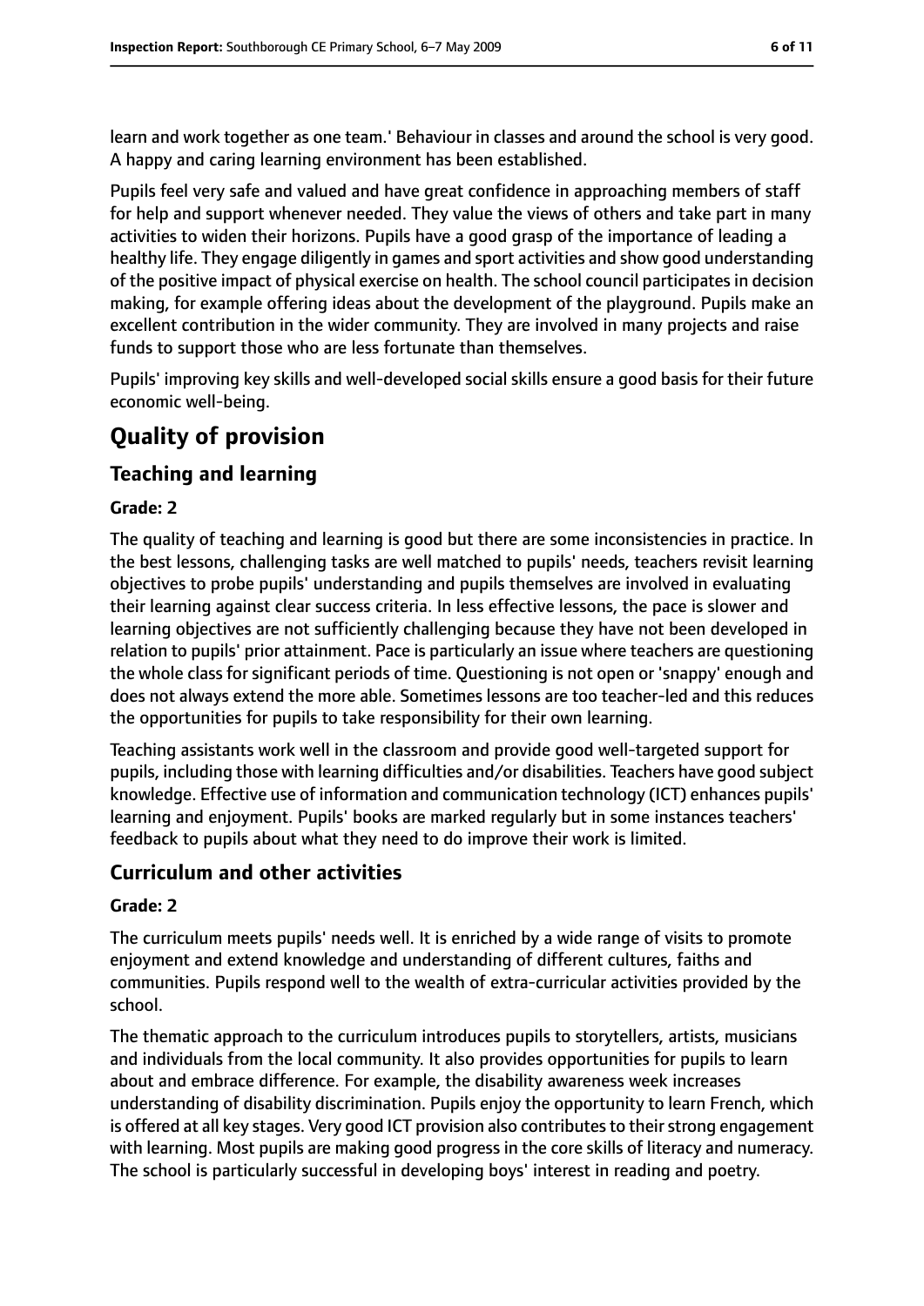learn and work together as one team.' Behaviour in classes and around the school is very good. A happy and caring learning environment has been established.

Pupils feel very safe and valued and have great confidence in approaching members of staff for help and support whenever needed. They value the views of others and take part in many activities to widen their horizons. Pupils have a good grasp of the importance of leading a healthy life. They engage diligently in games and sport activities and show good understanding of the positive impact of physical exercise on health. The school council participates in decision making, for example offering ideas about the development of the playground. Pupils make an excellent contribution in the wider community. They are involved in many projects and raise funds to support those who are less fortunate than themselves.

Pupils' improving key skills and well-developed social skills ensure a good basis for their future economic well-being.

# Quality of provision

## Teaching and learning

**Grade: 2**

The quality of teaching and learning is good but there are some inconsistencies in practice. In the best lessons, challenging tasks are well matched to pupils' needs, teachers revisit learning objectives to probe pupils' understanding and pupils themselves are involved in evaluating their learning against clear success criteria. In less effective lessons, the pace is slower and learning objectives are not sufficiently challenging because they have not been developed in relation to pupils' prior attainment. Pace is particularly an issue where teachers are questioning the whole class for significant periods of time. Questioning is not open or 'snappy' enough and does not always extend the more able. Sometimes lessons are too teacher-led and this reduces the opportunities for pupils to take responsibility for their own learning.

Teaching assistants work well in the classroom and provide good well-targeted support for pupils, including those with learning difficulties and/or disabilities. Teachers have good subject knowledge. Effective use of information and communication technology (ICT) enhances pupils' learning and enjoyment. Pupils' books are marked regularly but in some instances teachers' feedback to pupils about what they need to do improve their work is limited.

## Curriculum and other activities

**Grade: 2**

The curriculum meets pupils' needs well. It is enriched by a wide range of visits to promote enjoyment and extend knowledge and understanding of different cultures, faiths and communities. Pupils respond well to the wealth of extra-curricular activities provided by the school.

The thematic approach to the curriculum introduces pupils to storytellers, artists, musicians and individuals from the local community. It also provides opportunities for pupils to learn about and embrace difference. For example, the disability awareness week increases understanding of disability discrimination. Pupils enjoy the opportunity to learn French, which is offered at all key stages. Very good ICT provision also contributes to their strong engagement with learning. Most pupils are making good progress in the core skills of literacy and numeracy. The school is particularly successful in developing boys' interest in reading and poetry.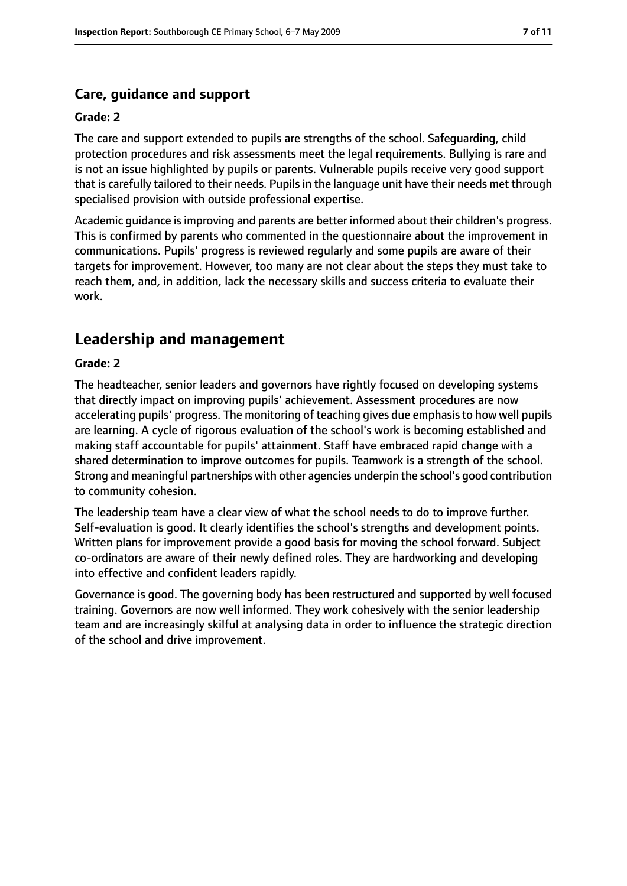### Care, guidance and support

#### Grade: 2

The care and support extended to pupils are strengths of the school. Safeguarding, child protection procedures and risk assessments meet the legal requirements. Bullying is rare and is not an issue highlighted by pupils or parents. Vulnerable pupils receive very good support that is carefully tailored to their needs. Pupils in the language unit have their needs met through specialised provision with outside professional expertise.

Academic guidance is improving and parents are better informed about their children's progress. This is confirmed by parents who commented in the questionnaire about the improvement in communications. Pupils' progress is reviewed regularly and some pupils are aware of their targets for improvement. However, too many are not clear about the steps they must take to reach them, and, in addition, lack the necessary skills and success criteria to evaluate their work.

## Leadership and management

#### Grade: 2

The headteacher, senior leaders and governors have rightly focused on developing systems that directly impact on improving pupils' achievement. Assessment procedures are now accelerating pupils' progress. The monitoring of teaching gives due emphasis to how well pupils are learning. A cycle of rigorous evaluation of the school's work is becoming established and making staff accountable for pupils' attainment. Staff have embraced rapid change with a shared determination to improve outcomes for pupils. Teamwork is a strength of the school. Strong and meaningful partnerships with other agencies underpin the school's good contribution to community cohesion.

The leadership team have a clear view of what the school needs to do to improve further. Self-evaluation is good. It clearly identifies the school's strengths and development points. Written plans for improvement provide a good basis for moving the school forward. Subject co-ordinators are aware of their newly defined roles. They are hardworking and developing into effective and confident leaders rapidly.

Governance is good. The governing body has been restructured and supported by well focused training. Governors are now well informed. They work cohesively with the senior leadership team and are increasingly skilful at analysing data in order to influence the strategic direction of the school and drive improvement.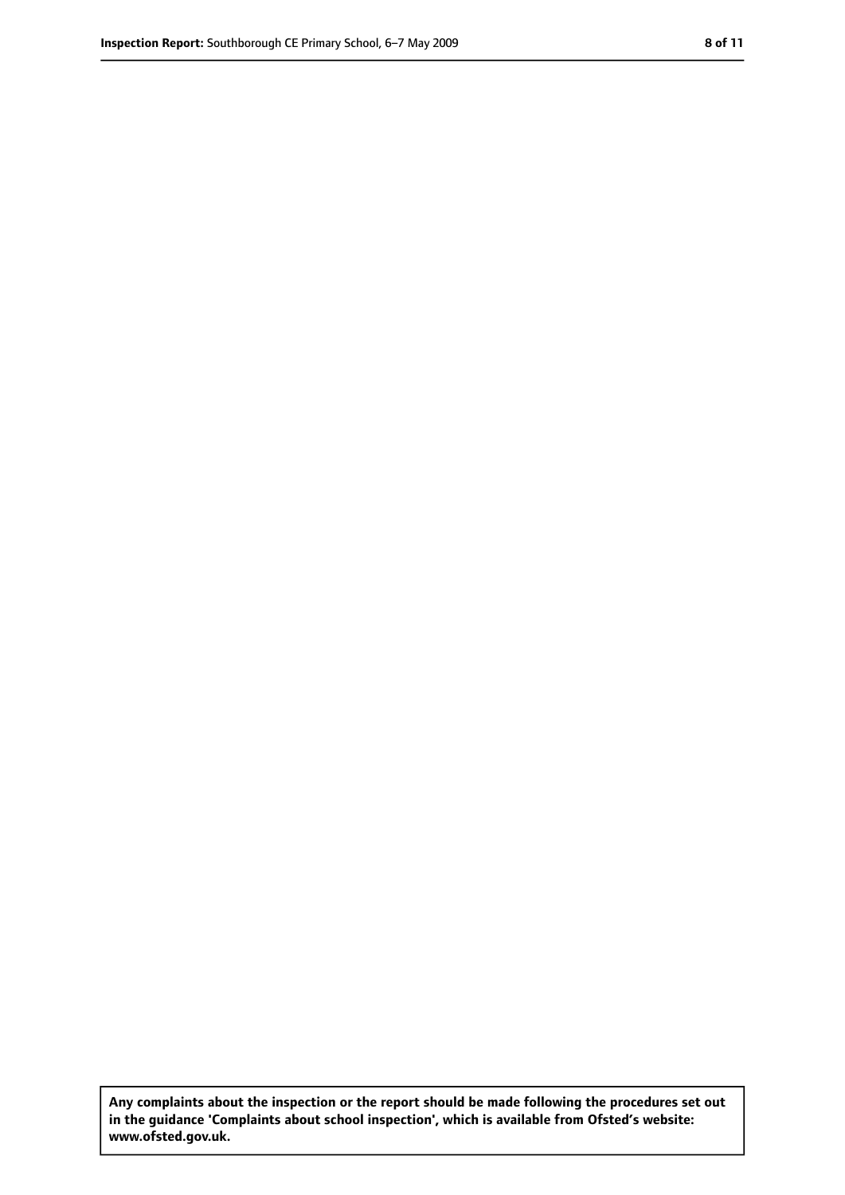**Any complaints about the inspection or the report should be made following the procedures set out in the guidance 'Complaints about school inspection', which is available from Ofsted's website: www.ofsted.gov.uk.**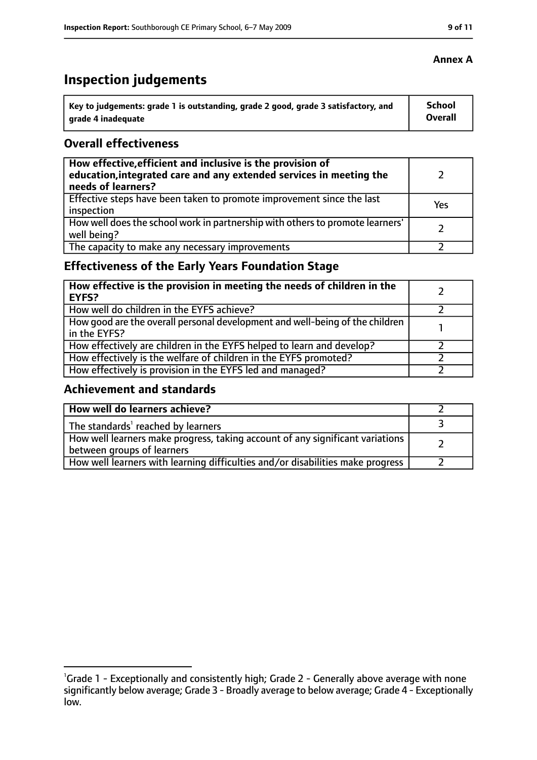**Annex A**

# Inspection judgements

| Key to judgements: grade 1 is outstanding, grade 2 good, grade 3 satisfactory, and grade 4 inadequate | School Overall |
| --- | --- |

## Overall effectiveness

| | |
| --- | --- |
| **How effective, efficient and inclusive is the provision of education, integrated care and any extended services in meeting the needs of learners?** | 2 |
| Effective steps have been taken to promote improvement since the last inspection | Yes |
| How well does the school work in partnership with others to promote learners' well being? | 2 |
| The capacity to make any necessary improvements | 2 |

## Effectiveness of the Early Years Foundation Stage

| | |
| --- | --- |
| **How effective is the provision in meeting the needs of children in the EYFS?** | 2 |
| How well do children in the EYFS achieve? | 2 |
| How good are the overall personal development and well-being of the children in the EYFS? | 1 |
| How effectively are children in the EYFS helped to learn and develop? | 2 |
| How effectively is the welfare of children in the EYFS promoted? | 2 |
| How effectively is provision in the EYFS led and managed? | 2 |

## Achievement and standards

| | |
| --- | --- |
| **How well do learners achieve?** | 2 |
| The standards[1] reached by learners | 3 |
| How well learners make progress, taking account of any significant variations between groups of learners | 2 |
| How well learners with learning difficulties and/or disabilities make progress | 2 |

[1] Grade 1 - Exceptionally and consistently high; Grade 2 - Generally above average with none significantly below average; Grade 3 - Broadly average to below average; Grade 4 - Exceptionally low.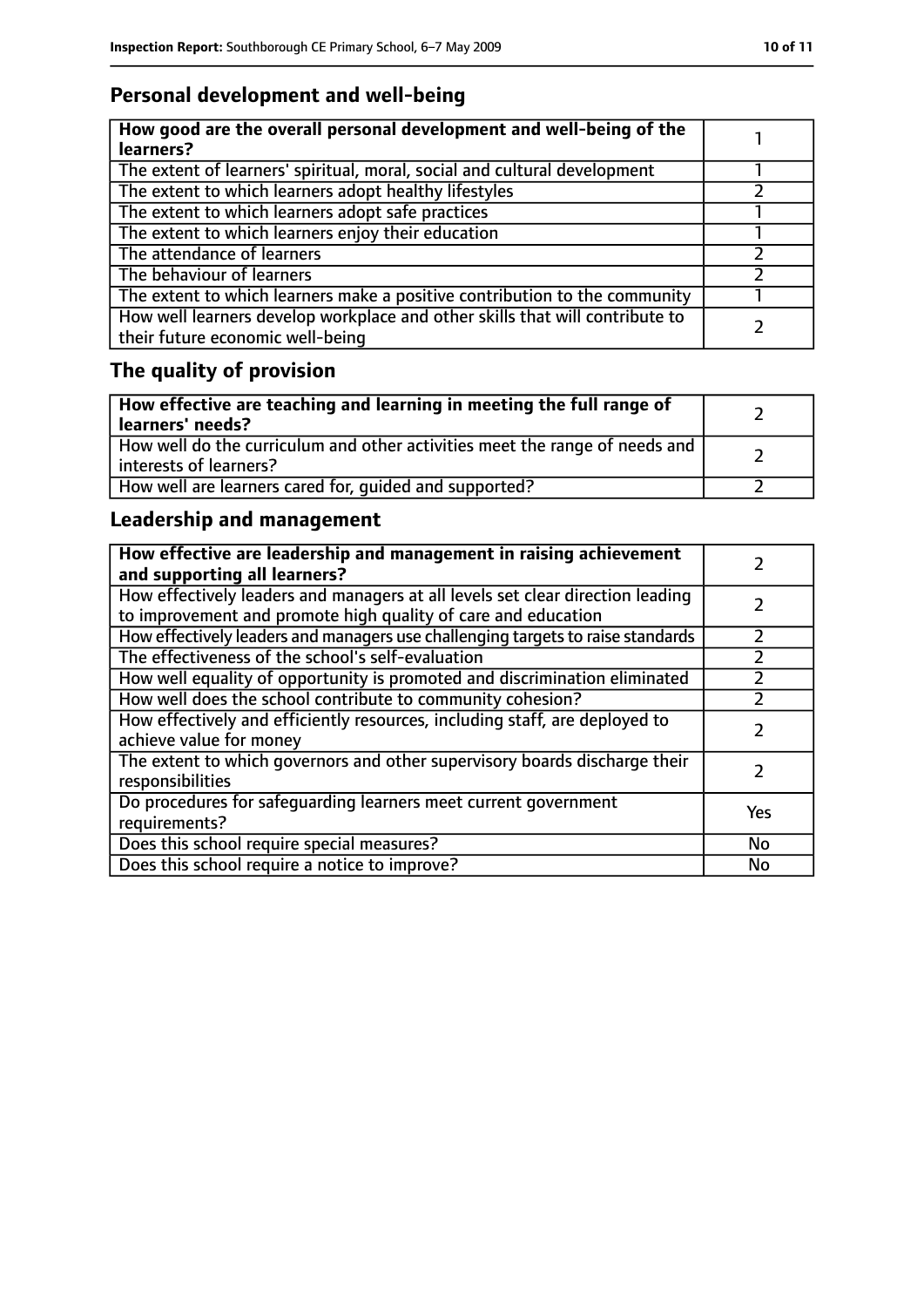## Personal development and well-being

| **How good are the overall personal development and well-being of the learners?** | 1 |
|---|---|
| The extent of learners' spiritual, moral, social and cultural development | 1 |
| The extent to which learners adopt healthy lifestyles | 2 |
| The extent to which learners adopt safe practices | 1 |
| The extent to which learners enjoy their education | 1 |
| The attendance of learners | 2 |
| The behaviour of learners | 2 |
| The extent to which learners make a positive contribution to the community | 1 |
| How well learners develop workplace and other skills that will contribute to their future economic well-being | 2 |

## The quality of provision

| **How effective are teaching and learning in meeting the full range of learners' needs?** | 2 |
|---|---|
| How well do the curriculum and other activities meet the range of needs and interests of learners? | 2 |
| How well are learners cared for, guided and supported? | 2 |

## Leadership and management

| **How effective are leadership and management in raising achievement and supporting all learners?** | 2 |
|---|---|
| How effectively leaders and managers at all levels set clear direction leading to improvement and promote high quality of care and education | 2 |
| How effectively leaders and managers use challenging targets to raise standards | 2 |
| The effectiveness of the school's self-evaluation | 2 |
| How well equality of opportunity is promoted and discrimination eliminated | 2 |
| How well does the school contribute to community cohesion? | 2 |
| How effectively and efficiently resources, including staff, are deployed to achieve value for money | 2 |
| The extent to which governors and other supervisory boards discharge their responsibilities | 2 |
| Do procedures for safeguarding learners meet current government requirements? | Yes |
| Does this school require special measures? | No |
| Does this school require a notice to improve? | No |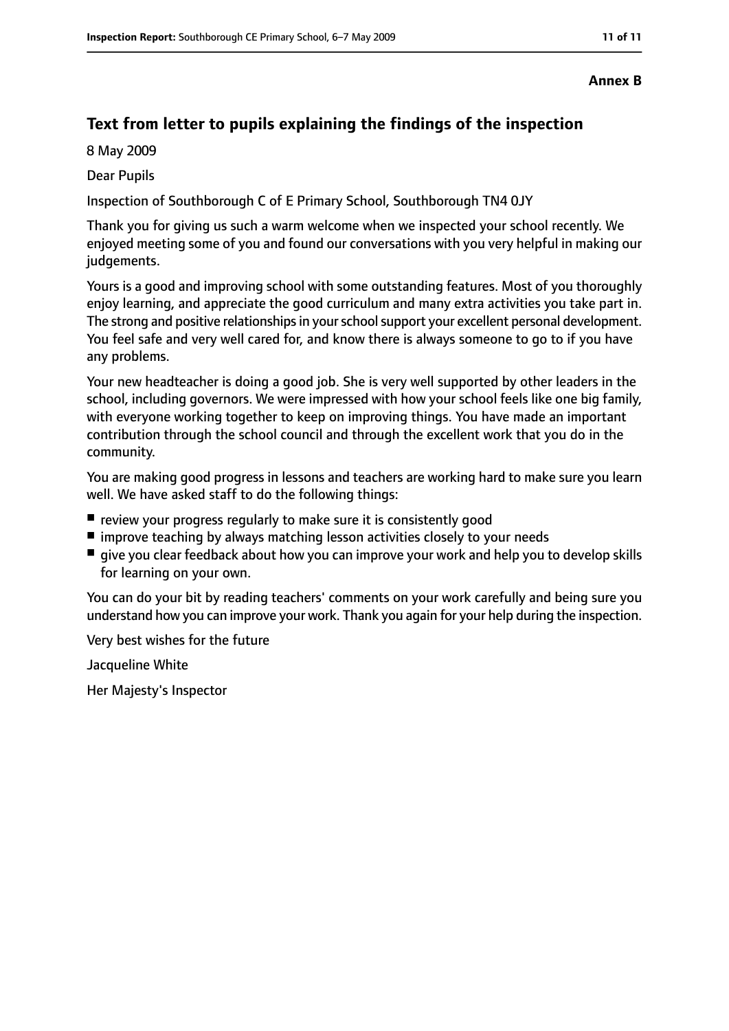**Annex B**

## Text from letter to pupils explaining the findings of the inspection

8 May 2009

Dear Pupils

Inspection of Southborough C of E Primary School, Southborough TN4 0JY

Thank you for giving us such a warm welcome when we inspected your school recently. We enjoyed meeting some of you and found our conversations with you very helpful in making our judgements.

Yours is a good and improving school with some outstanding features. Most of you thoroughly enjoy learning, and appreciate the good curriculum and many extra activities you take part in. The strong and positive relationships in your school support your excellent personal development. You feel safe and very well cared for, and know there is always someone to go to if you have any problems.

Your new headteacher is doing a good job. She is very well supported by other leaders in the school, including governors. We were impressed with how your school feels like one big family, with everyone working together to keep on improving things. You have made an important contribution through the school council and through the excellent work that you do in the community.

You are making good progress in lessons and teachers are working hard to make sure you learn well. We have asked staff to do the following things:

- review your progress regularly to make sure it is consistently good
- improve teaching by always matching lesson activities closely to your needs
- give you clear feedback about how you can improve your work and help you to develop skills for learning on your own.

You can do your bit by reading teachers' comments on your work carefully and being sure you understand how you can improve your work. Thank you again for your help during the inspection.

Very best wishes for the future

Jacqueline White

Her Majesty's Inspector